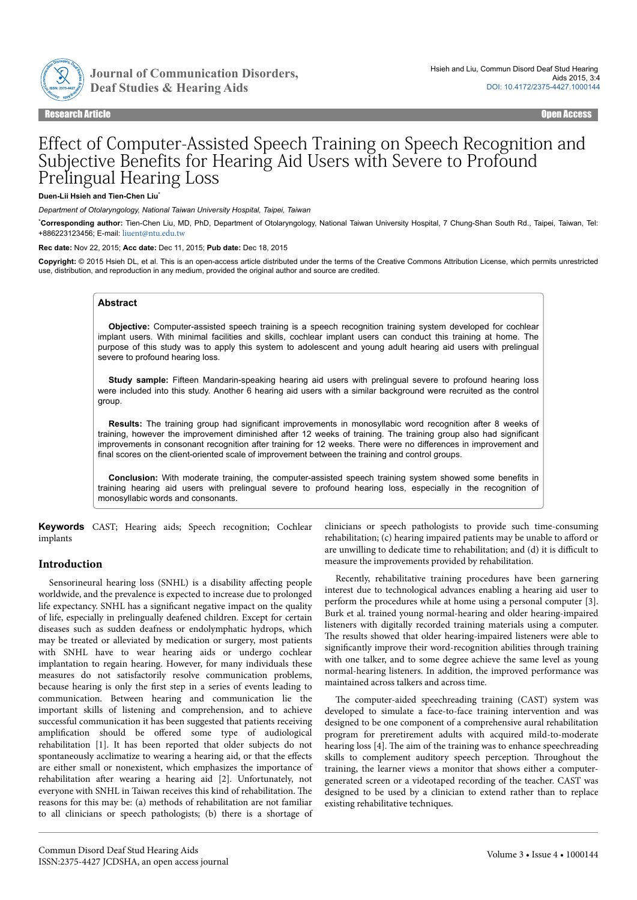Research Article Open Access

# Effect of Computer-Assisted Speech Training on Speech Recognition and Subjective Benefits for Hearing Aid Users with Severe to Profound Prelingual Hearing Loss

**Duen-Lii Hsieh and Tien-Chen Liu***

*Department of Otolaryngology, National Taiwan University Hospital, Taipei, Taiwan*

***Corresponding author:** Tien-Chen Liu, MD, PhD, Department of Otolaryngology, National Taiwan University Hospital, 7 Chung-Shan South Rd., Taipei, Taiwan, Tel: +886223123456; E-mail: liuent@ntu.edu.tw

**Rec date:** Nov 22, 2015; **Acc date:** Dec 11, 2015; **Pub date:** Dec 18, 2015

**Copyright:** © 2015 Hsieh DL, et al. This is an open-access article distributed under the terms of the Creative Commons Attribution License, which permits unrestricted use, distribution, and reproduction in any medium, provided the original author and source are credited.

## Abstract

**Objective:** Computer-assisted speech training is a speech recognition training system developed for cochlear implant users. With minimal facilities and skills, cochlear implant users can conduct this training at home. The purpose of this study was to apply this system to adolescent and young adult hearing aid users with prelingual severe to profound hearing loss.

**Study sample:** Fifteen Mandarin-speaking hearing aid users with prelingual severe to profound hearing loss were included into this study. Another 6 hearing aid users with a similar background were recruited as the control group.

**Results:** The training group had significant improvements in monosyllabic word recognition after 8 weeks of training, however the improvement diminished after 12 weeks of training. The training group also had significant improvements in consonant recognition after training for 12 weeks. There were no differences in improvement and final scores on the client-oriented scale of improvement between the training and control groups.

**Conclusion:** With moderate training, the computer-assisted speech training system showed some benefits in training hearing aid users with prelingual severe to profound hearing loss, especially in the recognition of monosyllabic words and consonants.

**Keywords** CAST; Hearing aids; Speech recognition; Cochlear implants

## Introduction

Sensorineural hearing loss (SNHL) is a disability affecting people worldwide, and the prevalence is expected to increase due to prolonged life expectancy. SNHL has a significant negative impact on the quality of life, especially in prelingually deafened children. Except for certain diseases such as sudden deafness or endolymphatic hydrops, which may be treated or alleviated by medication or surgery, most patients with SNHL have to wear hearing aids or undergo cochlear implantation to regain hearing. However, for many individuals these measures do not satisfactorily resolve communication problems, because hearing is only the first step in a series of events leading to communication. Between hearing and communication lie the important skills of listening and comprehension, and to achieve successful communication it has been suggested that patients receiving amplification should be offered some type of audiological rehabilitation [1]. It has been reported that older subjects do not spontaneously acclimatize to wearing a hearing aid, or that the effects are either small or nonexistent, which emphasizes the importance of rehabilitation after wearing a hearing aid [2]. Unfortunately, not everyone with SNHL in Taiwan receives this kind of rehabilitation. The reasons for this may be: (a) methods of rehabilitation are not familiar to all clinicians or speech pathologists; (b) there is a shortage of clinicians or speech pathologists to provide such time-consuming rehabilitation; (c) hearing impaired patients may be unable to afford or are unwilling to dedicate time to rehabilitation; and (d) it is difficult to measure the improvements provided by rehabilitation.

Recently, rehabilitative training procedures have been garnering interest due to technological advances enabling a hearing aid user to perform the procedures while at home using a personal computer [3]. Burk et al. trained young normal-hearing and older hearing-impaired listeners with digitally recorded training materials using a computer. The results showed that older hearing-impaired listeners were able to significantly improve their word-recognition abilities through training with one talker, and to some degree achieve the same level as young normal-hearing listeners. In addition, the improved performance was maintained across talkers and across time.

The computer-aided speechreading training (CAST) system was developed to simulate a face-to-face training intervention and was designed to be one component of a comprehensive aural rehabilitation program for preretirement adults with acquired mild-to-moderate hearing loss [4]. The aim of the training was to enhance speechreading skills to complement auditory speech perception. Throughout the training, the learner views a monitor that shows either a computer-generated screen or a videotaped recording of the teacher. CAST was designed to be used by a clinician to extend rather than to replace existing rehabilitative techniques.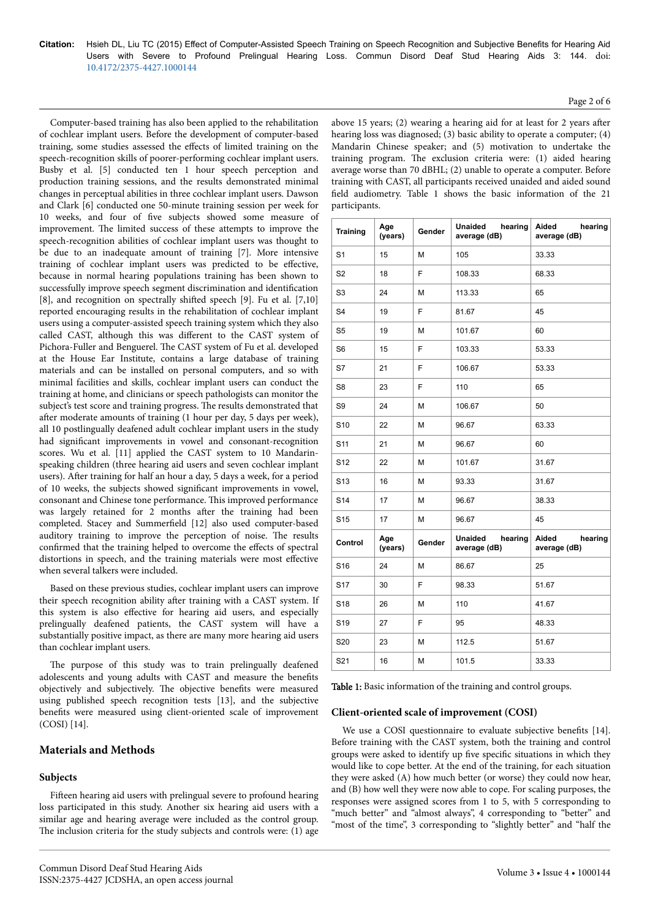Computer-based training has also been applied to the rehabilitation of cochlear implant users. Before the development of computer-based training, some studies assessed the effects of limited training on the speech-recognition skills of poorer-performing cochlear implant users. Busby et al. [5] conducted ten 1 hour speech perception and production training sessions, and the results demonstrated minimal changes in perceptual abilities in three cochlear implant users. Dawson and Clark [6] conducted one 50-minute training session per week for 10 weeks, and four of five subjects showed some measure of improvement. The limited success of these attempts to improve the speech-recognition abilities of cochlear implant users was thought to be due to an inadequate amount of training [7]. More intensive training of cochlear implant users was predicted to be effective, because in normal hearing populations training has been shown to successfully improve speech segment discrimination and identification [8], and recognition on spectrally shifted speech [9]. Fu et al. [7,10] reported encouraging results in the rehabilitation of cochlear implant users using a computer-assisted speech training system which they also called CAST, although this was different to the CAST system of Pichora-Fuller and Benguerel. The CAST system of Fu et al. developed at the House Ear Institute, contains a large database of training materials and can be installed on personal computers, and so with minimal facilities and skills, cochlear implant users can conduct the training at home, and clinicians or speech pathologists can monitor the subject's test score and training progress. The results demonstrated that after moderate amounts of training (1 hour per day, 5 days per week), all 10 postlingually deafened adult cochlear implant users in the study had significant improvements in vowel and consonant-recognition scores. Wu et al. [11] applied the CAST system to 10 Mandarin-speaking children (three hearing aid users and seven cochlear implant users). After training for half an hour a day, 5 days a week, for a period of 10 weeks, the subjects showed significant improvements in vowel, consonant and Chinese tone performance. This improved performance was largely retained for 2 months after the training had been completed. Stacey and Summerfield [12] also used computer-based auditory training to improve the perception of noise. The results confirmed that the training helped to overcome the effects of spectral distortions in speech, and the training materials were most effective when several talkers were included.

Based on these previous studies, cochlear implant users can improve their speech recognition ability after training with a CAST system. If this system is also effective for hearing aid users, and especially prelingually deafened patients, the CAST system will have a substantially positive impact, as there are many more hearing aid users than cochlear implant users.

The purpose of this study was to train prelingually deafened adolescents and young adults with CAST and measure the benefits objectively and subjectively. The objective benefits were measured using published speech recognition tests [13], and the subjective benefits were measured using client-oriented scale of improvement (COSI) [14].

## Materials and Methods

### Subjects

Fifteen hearing aid users with prelingual severe to profound hearing loss participated in this study. Another six hearing aid users with a similar age and hearing average were included as the control group. The inclusion criteria for the study subjects and controls were: (1) age above 15 years; (2) wearing a hearing aid for at least for 2 years after hearing loss was diagnosed; (3) basic ability to operate a computer; (4) Mandarin Chinese speaker; and (5) motivation to undertake the training program. The exclusion criteria were: (1) aided hearing average worse than 70 dBHL; (2) unable to operate a computer. Before training with CAST, all participants received unaided and aided sound field audiometry. Table 1 shows the basic information of the 21 participants.

| Training | Age (years) | Gender | Unaided hearing average (dB) | Aided hearing average (dB) |
|---|---|---|---|---|
| S1 | 15 | M | 105 | 33.33 |
| S2 | 18 | F | 108.33 | 68.33 |
| S3 | 24 | M | 113.33 | 65 |
| S4 | 19 | F | 81.67 | 45 |
| S5 | 19 | M | 101.67 | 60 |
| S6 | 15 | F | 103.33 | 53.33 |
| S7 | 21 | F | 106.67 | 53.33 |
| S8 | 23 | F | 110 | 65 |
| S9 | 24 | M | 106.67 | 50 |
| S10 | 22 | M | 96.67 | 63.33 |
| S11 | 21 | M | 96.67 | 60 |
| S12 | 22 | M | 101.67 | 31.67 |
| S13 | 16 | M | 93.33 | 31.67 |
| S14 | 17 | M | 96.67 | 38.33 |
| S15 | 17 | M | 96.67 | 45 |
| **Control** | **Age (years)** | **Gender** | **Unaided hearing average (dB)** | **Aided hearing average (dB)** |
| S16 | 24 | M | 86.67 | 25 |
| S17 | 30 | F | 98.33 | 51.67 |
| S18 | 26 | M | 110 | 41.67 |
| S19 | 27 | F | 95 | 48.33 |
| S20 | 23 | M | 112.5 | 51.67 |
| S21 | 16 | M | 101.5 | 33.33 |

**Table 1:** Basic information of the training and control groups.

### Client-oriented scale of improvement (COSI)

We use a COSI questionnaire to evaluate subjective benefits [14]. Before training with the CAST system, both the training and control groups were asked to identify up to five specific situations in which they would like to cope better. At the end of the training, for each situation they were asked (A) how much better (or worse) they could now hear, and (B) how well they were now able to cope. For scaling purposes, the responses were assigned scores from 1 to 5, with 5 corresponding to "much better" and "almost always", 4 corresponding to "better" and "most of the time", 3 corresponding to "slightly better" and "half the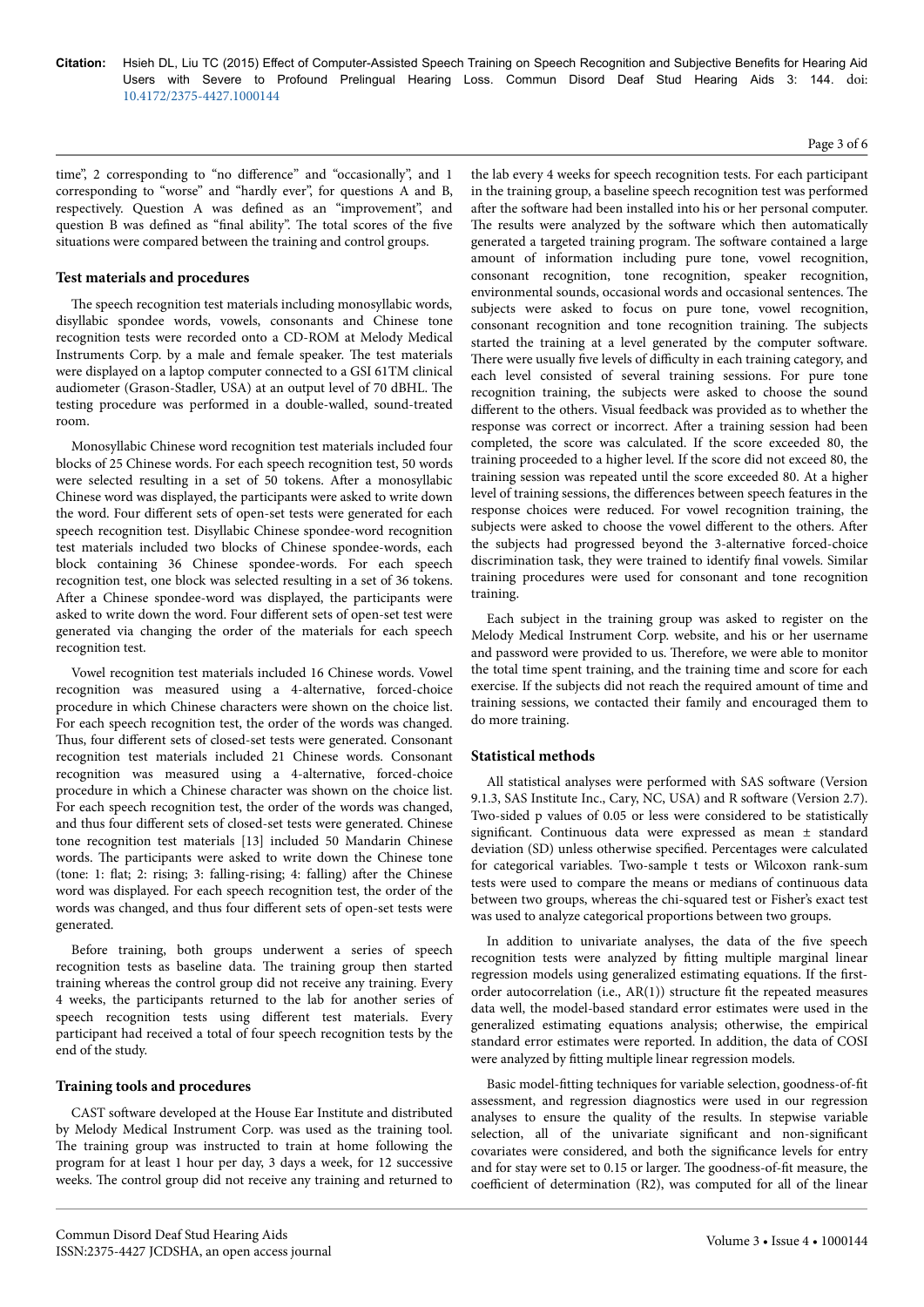time", 2 corresponding to "no difference" and "occasionally", and 1 corresponding to "worse" and "hardly ever", for questions A and B, respectively. Question A was defined as an "improvement", and question B was defined as "final ability". The total scores of the five situations were compared between the training and control groups.

### Test materials and procedures

The speech recognition test materials including monosyllabic words, disyllabic spondee words, vowels, consonants and Chinese tone recognition tests were recorded onto a CD-ROM at Melody Medical Instruments Corp. by a male and female speaker. The test materials were displayed on a laptop computer connected to a GSI 61TM clinical audiometer (Grason-Stadler, USA) at an output level of 70 dBHL. The testing procedure was performed in a double-walled, sound-treated room.

Monosyllabic Chinese word recognition test materials included four blocks of 25 Chinese words. For each speech recognition test, 50 words were selected resulting in a set of 50 tokens. After a monosyllabic Chinese word was displayed, the participants were asked to write down the word. Four different sets of open-set tests were generated for each speech recognition test. Disyllabic Chinese spondee-word recognition test materials included two blocks of Chinese spondee-words, each block containing 36 Chinese spondee-words. For each speech recognition test, one block was selected resulting in a set of 36 tokens. After a Chinese spondee-word was displayed, the participants were asked to write down the word. Four different sets of open-set test were generated via changing the order of the materials for each speech recognition test.

Vowel recognition test materials included 16 Chinese words. Vowel recognition was measured using a 4-alternative, forced-choice procedure in which Chinese characters were shown on the choice list. For each speech recognition test, the order of the words was changed. Thus, four different sets of closed-set tests were generated. Consonant recognition test materials included 21 Chinese words. Consonant recognition was measured using a 4-alternative, forced-choice procedure in which a Chinese character was shown on the choice list. For each speech recognition test, the order of the words was changed, and thus four different sets of closed-set tests were generated. Chinese tone recognition test materials [13] included 50 Mandarin Chinese words. The participants were asked to write down the Chinese tone (tone: 1: flat; 2: rising; 3: falling-rising; 4: falling) after the Chinese word was displayed. For each speech recognition test, the order of the words was changed, and thus four different sets of open-set tests were generated.

Before training, both groups underwent a series of speech recognition tests as baseline data. The training group then started training whereas the control group did not receive any training. Every 4 weeks, the participants returned to the lab for another series of speech recognition tests using different test materials. Every participant had received a total of four speech recognition tests by the end of the study.

### Training tools and procedures

CAST software developed at the House Ear Institute and distributed by Melody Medical Instrument Corp. was used as the training tool. The training group was instructed to train at home following the program for at least 1 hour per day, 3 days a week, for 12 successive weeks. The control group did not receive any training and returned to the lab every 4 weeks for speech recognition tests. For each participant in the training group, a baseline speech recognition test was performed after the software had been installed into his or her personal computer. The results were analyzed by the software which then automatically generated a targeted training program. The software contained a large amount of information including pure tone, vowel recognition, consonant recognition, tone recognition, speaker recognition, environmental sounds, occasional words and occasional sentences. The subjects were asked to focus on pure tone, vowel recognition, consonant recognition and tone recognition training. The subjects started the training at a level generated by the computer software. There were usually five levels of difficulty in each training category, and each level consisted of several training sessions. For pure tone recognition training, the subjects were asked to choose the sound different to the others. Visual feedback was provided as to whether the response was correct or incorrect. After a training session had been completed, the score was calculated. If the score exceeded 80, the training proceeded to a higher level. If the score did not exceed 80, the training session was repeated until the score exceeded 80. At a higher level of training sessions, the differences between speech features in the response choices were reduced. For vowel recognition training, the subjects were asked to choose the vowel different to the others. After the subjects had progressed beyond the 3-alternative forced-choice discrimination task, they were trained to identify final vowels. Similar training procedures were used for consonant and tone recognition training.

Each subject in the training group was asked to register on the Melody Medical Instrument Corp. website, and his or her username and password were provided to us. Therefore, we were able to monitor the total time spent training, and the training time and score for each exercise. If the subjects did not reach the required amount of time and training sessions, we contacted their family and encouraged them to do more training.

### Statistical methods

All statistical analyses were performed with SAS software (Version 9.1.3, SAS Institute Inc., Cary, NC, USA) and R software (Version 2.7). Two-sided p values of 0.05 or less were considered to be statistically significant. Continuous data were expressed as mean ± standard deviation (SD) unless otherwise specified. Percentages were calculated for categorical variables. Two-sample t tests or Wilcoxon rank-sum tests were used to compare the means or medians of continuous data between two groups, whereas the chi-squared test or Fisher's exact test was used to analyze categorical proportions between two groups.

In addition to univariate analyses, the data of the five speech recognition tests were analyzed by fitting multiple marginal linear regression models using generalized estimating equations. If the first-order autocorrelation (i.e., AR(1)) structure fit the repeated measures data well, the model-based standard error estimates were used in the generalized estimating equations analysis; otherwise, the empirical standard error estimates were reported. In addition, the data of COSI were analyzed by fitting multiple linear regression models.

Basic model-fitting techniques for variable selection, goodness-of-fit assessment, and regression diagnostics were used in our regression analyses to ensure the quality of the results. In stepwise variable selection, all of the univariate significant and non-significant covariates were considered, and both the significance levels for entry and for stay were set to 0.15 or larger. The goodness-of-fit measure, the coefficient of determination ($R^2$), was computed for all of the linear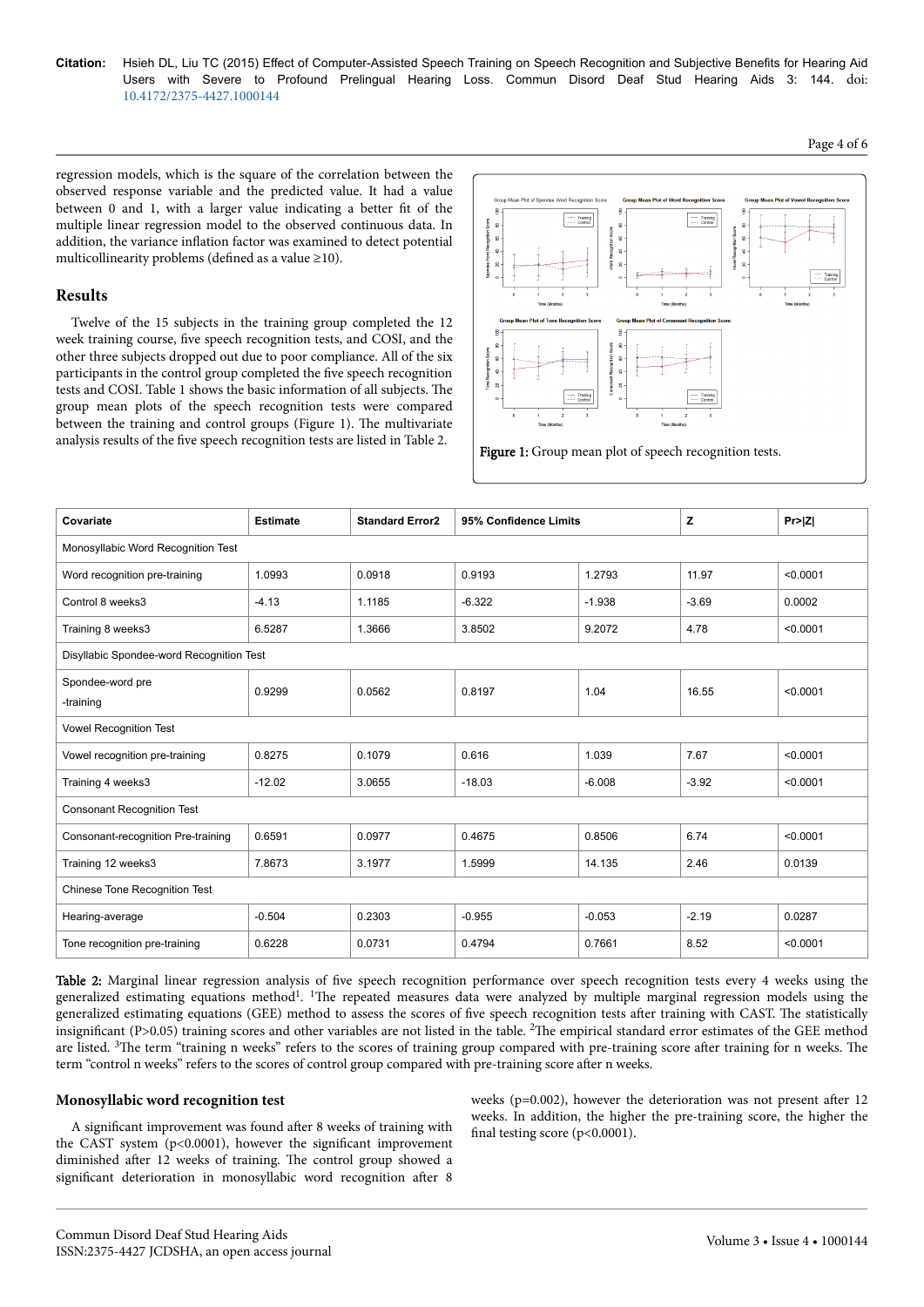regression models, which is the square of the correlation between the observed response variable and the predicted value. It had a value between 0 and 1, with a larger value indicating a better fit of the multiple linear regression model to the observed continuous data. In addition, the variance inflation factor was examined to detect potential multicollinearity problems (defined as a value ≥10).

## Results

Twelve of the 15 subjects in the training group completed the 12 week training course, five speech recognition tests, and COSI, and the other three subjects dropped out due to poor compliance. All of the six participants in the control group completed the five speech recognition tests and COSI. Table 1 shows the basic information of all subjects. The group mean plots of the speech recognition tests were compared between the training and control groups (Figure 1). The multivariate analysis results of the five speech recognition tests are listed in Table 2.

**Figure 1:** Group mean plot of speech recognition tests.

| Covariate | Estimate | Standard Error2 | 95% Confidence Limits | | Z | Pr>\|Z\| |
|---|---|---|---|---|---|---|
| Monosyllabic Word Recognition Test | | | | | | |
| Word recognition pre-training | 1.0993 | 0.0918 | 0.9193 | 1.2793 | 11.97 | <0.0001 |
| Control 8 weeks3 | -4.13 | 1.1185 | -6.322 | -1.938 | -3.69 | 0.0002 |
| Training 8 weeks3 | 6.5287 | 1.3666 | 3.8502 | 9.2072 | 4.78 | <0.0001 |
| Disyllabic Spondee-word Recognition Test | | | | | | |
| Spondee-word pre -training | 0.9299 | 0.0562 | 0.8197 | 1.04 | 16.55 | <0.0001 |
| Vowel Recognition Test | | | | | | |
| Vowel recognition pre-training | 0.8275 | 0.1079 | 0.616 | 1.039 | 7.67 | <0.0001 |
| Training 4 weeks3 | -12.02 | 3.0655 | -18.03 | -6.008 | -3.92 | <0.0001 |
| Consonant Recognition Test | | | | | | |
| Consonant-recognition Pre-training | 0.6591 | 0.0977 | 0.4675 | 0.8506 | 6.74 | <0.0001 |
| Training 12 weeks3 | 7.8673 | 3.1977 | 1.5999 | 14.135 | 2.46 | 0.0139 |
| Chinese Tone Recognition Test | | | | | | |
| Hearing-average | -0.504 | 0.2303 | -0.955 | -0.053 | -2.19 | 0.0287 |
| Tone recognition pre-training | 0.6228 | 0.0731 | 0.4794 | 0.7661 | 8.52 | <0.0001 |

**Table 2:** Marginal linear regression analysis of five speech recognition performance over speech recognition tests every 4 weeks using the generalized estimating equations method[1]. [1]The repeated measures data were analyzed by multiple marginal regression models using the generalized estimating equations (GEE) method to assess the scores of five speech recognition tests after training with CAST. The statistically insignificant (P>0.05) training scores and other variables are not listed in the table. [2]The empirical standard error estimates of the GEE method are listed. [3]The term "training n weeks" refers to the scores of training group compared with pre-training score after training for n weeks. The term "control n weeks" refers to the scores of control group compared with pre-training score after n weeks.

### Monosyllabic word recognition test

A significant improvement was found after 8 weeks of training with the CAST system (p<0.0001), however the significant improvement diminished after 12 weeks of training. The control group showed a significant deterioration in monosyllabic word recognition after 8 weeks (p=0.002), however the deterioration was not present after 12 weeks. In addition, the higher the pre-training score, the higher the final testing score (p<0.0001).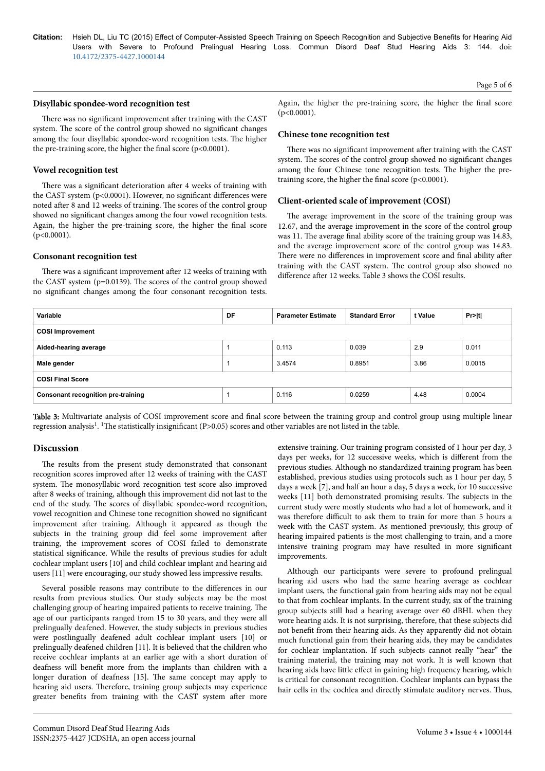### Disyllabic spondee-word recognition test

There was no significant improvement after training with the CAST system. The score of the control group showed no significant changes among the four disyllabic spondee-word recognition tests. The higher the pre-training score, the higher the final score (p<0.0001).

### Vowel recognition test

There was a significant deterioration after 4 weeks of training with the CAST system (p<0.0001). However, no significant differences were noted after 8 and 12 weeks of training. The scores of the control group showed no significant changes among the four vowel recognition tests. Again, the higher the pre-training score, the higher the final score (p<0.0001).

### Consonant recognition test

There was a significant improvement after 12 weeks of training with the CAST system (p=0.0139). The scores of the control group showed no significant changes among the four consonant recognition tests. Again, the higher the pre-training score, the higher the final score (p<0.0001).

### Chinese tone recognition test

There was no significant improvement after training with the CAST system. The scores of the control group showed no significant changes among the four Chinese tone recognition tests. The higher the pre-training score, the higher the final score (p<0.0001).

### Client-oriented scale of improvement (COSI)

The average improvement in the score of the training group was 12.67, and the average improvement in the score of the control group was 11. The average final ability score of the training group was 14.83, and the average improvement score of the control group was 14.83. There were no differences in improvement score and final ability after training with the CAST system. The control group also showed no difference after 12 weeks. Table 3 shows the COSI results.

| Variable | DF | Parameter Estimate | Standard Error | t Value | Pr>\|t\| |
|---|---|---|---|---|---|
| **COSI Improvement** | | | | | |
| Aided-hearing average | 1 | 0.113 | 0.039 | 2.9 | 0.011 |
| Male gender | 1 | 3.4574 | 0.8951 | 3.86 | 0.0015 |
| **COSI Final Score** | | | | | |
| Consonant recognition pre-training | 1 | 0.116 | 0.0259 | 4.48 | 0.0004 |

**Table 3:** Multivariate analysis of COSI improvement score and final score between the training group and control group using multiple linear regression analysis[1]. [1]The statistically insignificant (P>0.05) scores and other variables are not listed in the table.

## Discussion

The results from the present study demonstrated that consonant recognition scores improved after 12 weeks of training with the CAST system. The monosyllabic word recognition test score also improved after 8 weeks of training, although this improvement did not last to the end of the study. The scores of disyllabic spondee-word recognition, vowel recognition and Chinese tone recognition showed no significant improvement after training. Although it appeared as though the subjects in the training group did feel some improvement after training, the improvement scores of COSI failed to demonstrate statistical significance. While the results of previous studies for adult cochlear implant users [10] and child cochlear implant and hearing aid users [11] were encouraging, our study showed less impressive results.

Several possible reasons may contribute to the differences in our results from previous studies. Our study subjects may be the most challenging group of hearing impaired patients to receive training. The age of our participants ranged from 15 to 30 years, and they were all prelingually deafened. However, the study subjects in previous studies were postlingually deafened adult cochlear implant users [10] or prelingually deafened children [11]. It is believed that the children who receive cochlear implants at an earlier age with a short duration of deafness will benefit more from the implants than children with a longer duration of deafness [15]. The same concept may apply to hearing aid users. Therefore, training group subjects may experience greater benefits from training with the CAST system after more extensive training. Our training program consisted of 1 hour per day, 3 days per weeks, for 12 successive weeks, which is different from the previous studies. Although no standardized training program has been established, previous studies using protocols such as 1 hour per day, 5 days a week [7], and half an hour a day, 5 days a week, for 10 successive weeks [11] both demonstrated promising results. The subjects in the current study were mostly students who had a lot of homework, and it was therefore difficult to ask them to train for more than 5 hours a week with the CAST system. As mentioned previously, this group of hearing impaired patients is the most challenging to train, and a more intensive training program may have resulted in more significant improvements.

Although our participants were severe to profound prelingual hearing aid users who had the same hearing average as cochlear implant users, the functional gain from hearing aids may not be equal to that from cochlear implants. In the current study, six of the training group subjects still had a hearing average over 60 dBHL when they wore hearing aids. It is not surprising, therefore, that these subjects did not benefit from their hearing aids. As they apparently did not obtain much functional gain from their hearing aids, they may be candidates for cochlear implantation. If such subjects cannot really "hear" the training material, the training may not work. It is well known that hearing aids have little effect in gaining high frequency hearing, which is critical for consonant recognition. Cochlear implants can bypass the hair cells in the cochlea and directly stimulate auditory nerves. Thus,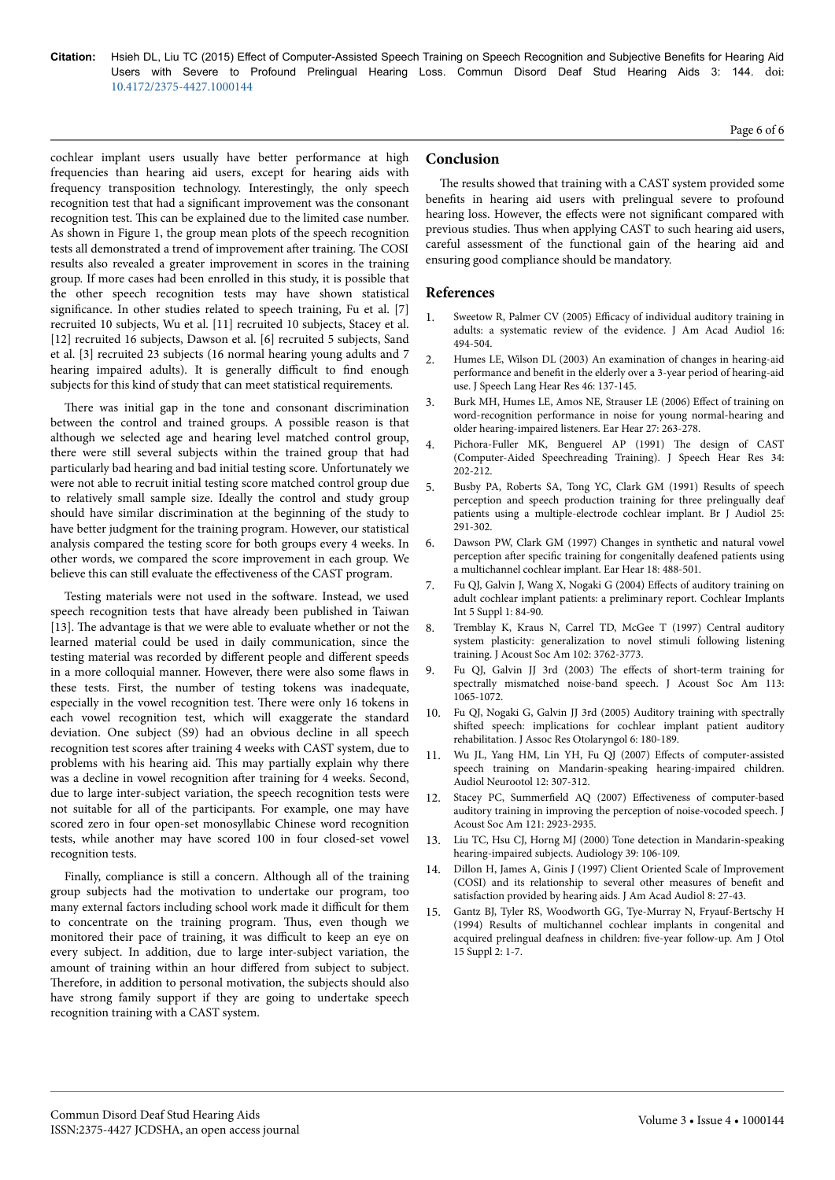cochlear implant users usually have better performance at high frequencies than hearing aid users, except for hearing aids with frequency transposition technology. Interestingly, the only speech recognition test that had a significant improvement was the consonant recognition test. This can be explained due to the limited case number. As shown in Figure 1, the group mean plots of the speech recognition tests all demonstrated a trend of improvement after training. The COSI results also revealed a greater improvement in scores in the training group. If more cases had been enrolled in this study, it is possible that the other speech recognition tests may have shown statistical significance. In other studies related to speech training, Fu et al. [7] recruited 10 subjects, Wu et al. [11] recruited 10 subjects, Stacey et al. [12] recruited 16 subjects, Dawson et al. [6] recruited 5 subjects, Sand et al. [3] recruited 23 subjects (16 normal hearing young adults and 7 hearing impaired adults). It is generally difficult to find enough subjects for this kind of study that can meet statistical requirements.

There was initial gap in the tone and consonant discrimination between the control and trained groups. A possible reason is that although we selected age and hearing level matched control group, there were still several subjects within the trained group that had particularly bad hearing and bad initial testing score. Unfortunately we were not able to recruit initial testing score matched control group due to relatively small sample size. Ideally the control and study group should have similar discrimination at the beginning of the study to have better judgment for the training program. However, our statistical analysis compared the testing score for both groups every 4 weeks. In other words, we compared the score improvement in each group. We believe this can still evaluate the effectiveness of the CAST program.

Testing materials were not used in the software. Instead, we used speech recognition tests that have already been published in Taiwan [13]. The advantage is that we were able to evaluate whether or not the learned material could be used in daily communication, since the testing material was recorded by different people and different speeds in a more colloquial manner. However, there were also some flaws in these tests. First, the number of testing tokens was inadequate, especially in the vowel recognition test. There were only 16 tokens in each vowel recognition test, which will exaggerate the standard deviation. One subject (S9) had an obvious decline in all speech recognition test scores after training 4 weeks with CAST system, due to problems with his hearing aid. This may partially explain why there was a decline in vowel recognition after training for 4 weeks. Second, due to large inter-subject variation, the speech recognition tests were not suitable for all of the participants. For example, one may have scored zero in four open-set monosyllabic Chinese word recognition tests, while another may have scored 100 in four closed-set vowel recognition tests.

Finally, compliance is still a concern. Although all of the training group subjects had the motivation to undertake our program, too many external factors including school work made it difficult for them to concentrate on the training program. Thus, even though we monitored their pace of training, it was difficult to keep an eye on every subject. In addition, due to large inter-subject variation, the amount of training within an hour differed from subject to subject. Therefore, in addition to personal motivation, the subjects should also have strong family support if they are going to undertake speech recognition training with a CAST system.

## Conclusion

The results showed that training with a CAST system provided some benefits in hearing aid users with prelingual severe to profound hearing loss. However, the effects were not significant compared with previous studies. Thus when applying CAST to such hearing aid users, careful assessment of the functional gain of the hearing aid and ensuring good compliance should be mandatory.

## References

1. Sweetow R, Palmer CV (2005) Efficacy of individual auditory training in adults: a systematic review of the evidence. J Am Acad Audiol 16: 494-504.
2. Humes LE, Wilson DL (2003) An examination of changes in hearing-aid performance and benefit in the elderly over a 3-year period of hearing-aid use. J Speech Lang Hear Res 46: 137-145.
3. Burk MH, Humes LE, Amos NE, Strauser LE (2006) Effect of training on word-recognition performance in noise for young normal-hearing and older hearing-impaired listeners. Ear Hear 27: 263-278.
4. Pichora-Fuller MK, Benguerel AP (1991) The design of CAST (Computer-Aided Speechreading Training). J Speech Hear Res 34: 202-212.
5. Busby PA, Roberts SA, Tong YC, Clark GM (1991) Results of speech perception and speech production training for three prelingually deaf patients using a multiple-electrode cochlear implant. Br J Audiol 25: 291-302.
6. Dawson PW, Clark GM (1997) Changes in synthetic and natural vowel perception after specific training for congenitally deafened patients using a multichannel cochlear implant. Ear Hear 18: 488-501.
7. Fu QJ, Galvin J, Wang X, Nogaki G (2004) Effects of auditory training on adult cochlear implant patients: a preliminary report. Cochlear Implants Int 5 Suppl 1: 84-90.
8. Tremblay K, Kraus N, Carrel TD, McGee T (1997) Central auditory system plasticity: generalization to novel stimuli following listening training. J Acoust Soc Am 102: 3762-3773.
9. Fu QJ, Galvin JJ 3rd (2003) The effects of short-term training for spectrally mismatched noise-band speech. J Acoust Soc Am 113: 1065-1072.
10. Fu QJ, Nogaki G, Galvin JJ 3rd (2005) Auditory training with spectrally shifted speech: implications for cochlear implant patient auditory rehabilitation. J Assoc Res Otolaryngol 6: 180-189.
11. Wu JL, Yang HM, Lin YH, Fu QJ (2007) Effects of computer-assisted speech training on Mandarin-speaking hearing-impaired children. Audiol Neurootol 12: 307-312.
12. Stacey PC, Summerfield AQ (2007) Effectiveness of computer-based auditory training in improving the perception of noise-vocoded speech. J Acoust Soc Am 121: 2923-2935.
13. Liu TC, Hsu CJ, Horng MJ (2000) Tone detection in Mandarin-speaking hearing-impaired subjects. Audiology 39: 106-109.
14. Dillon H, James A, Ginis J (1997) Client Oriented Scale of Improvement (COSI) and its relationship to several other measures of benefit and satisfaction provided by hearing aids. J Am Acad Audiol 8: 27-43.
15. Gantz BJ, Tyler RS, Woodworth GG, Tye-Murray N, Fryauf-Bertschy H (1994) Results of multichannel cochlear implants in congenital and acquired prelingual deafness in children: five-year follow-up. Am J Otol 15 Suppl 2: 1-7.